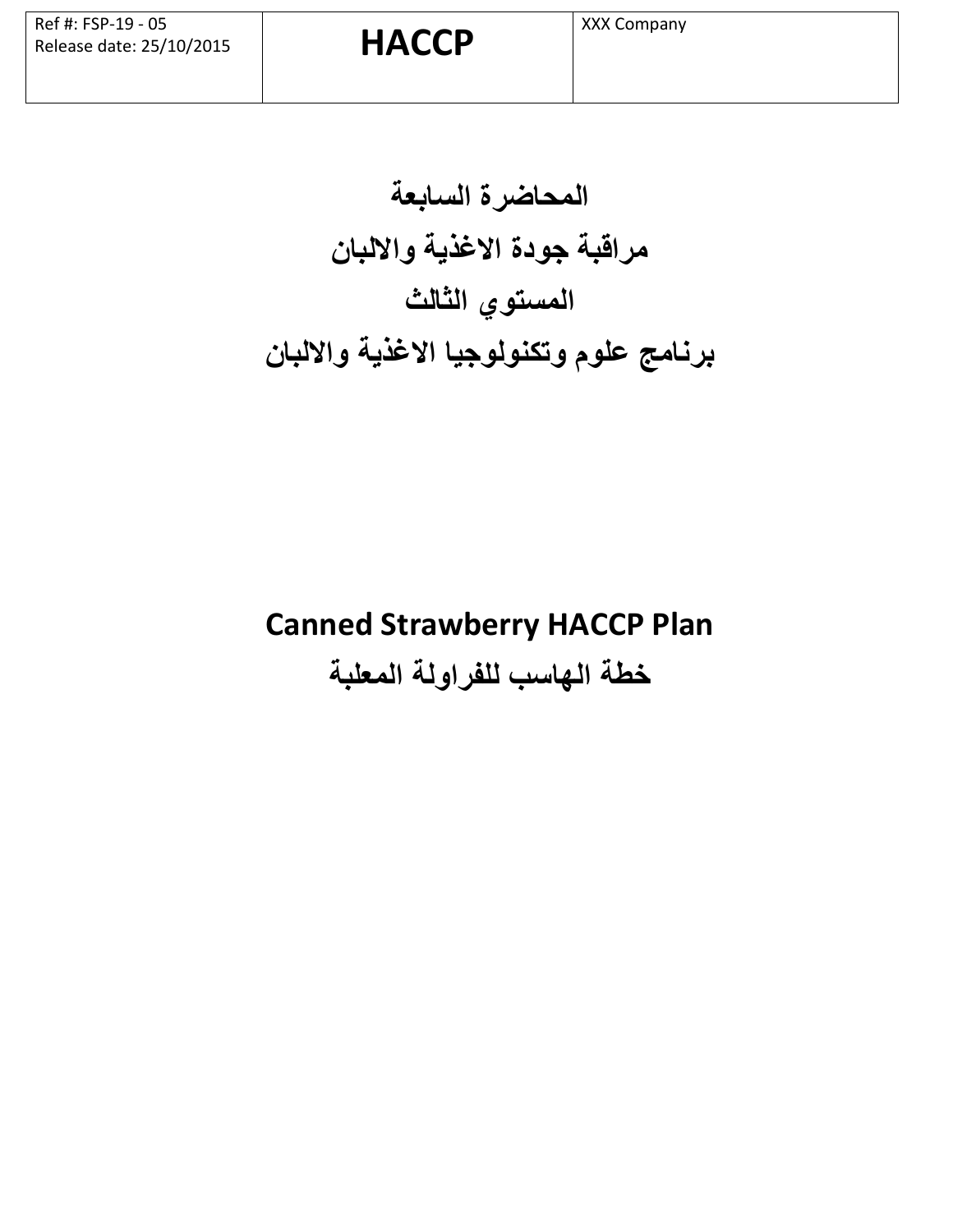| Ref #: FSP-19 - 05<br>Release date: 25/10/2015 | **HACCP** | XXX Company |
|---|---|---|

# المحاضرة السابعة

# مراقبة جودة الاغذية والالبان

# المستوي الثالث

# برنامج علوم وتكنولوجيا الاغذية والالبان

# Canned Strawberry HACCP Plan

# خطة الهاسب للفراولة المعلبة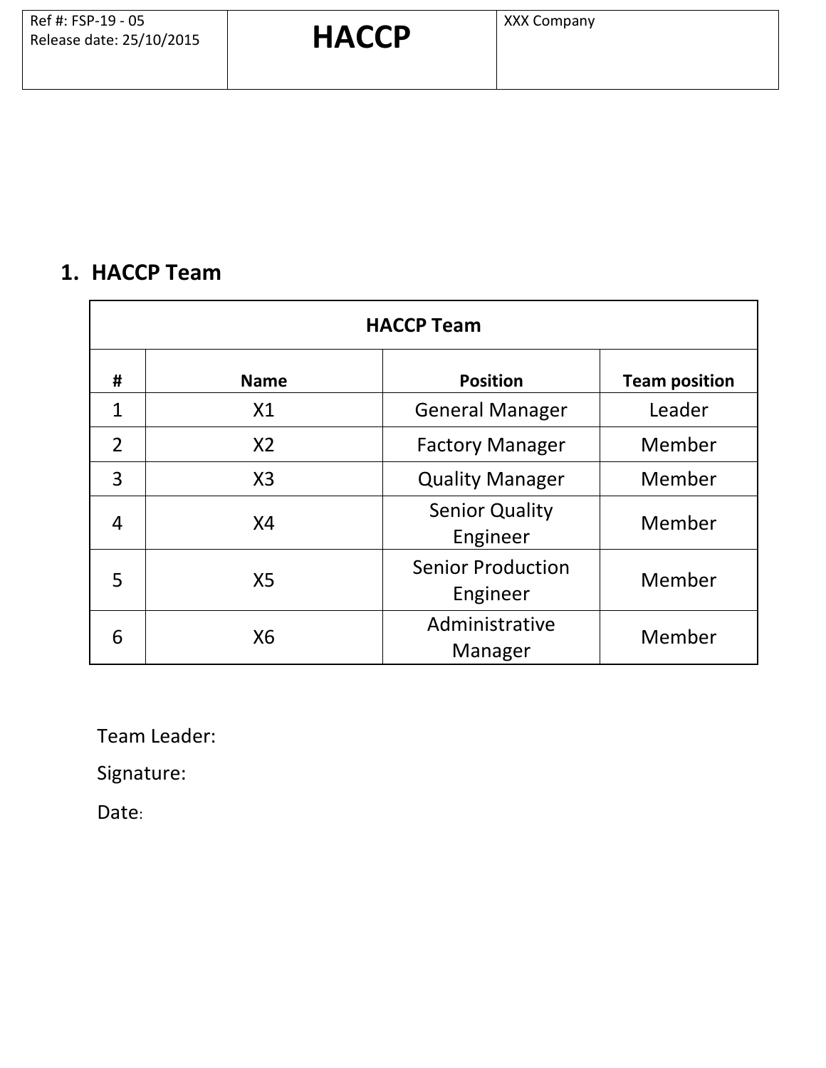## 1. HACCP Team

| HACCP Team | | | |
|---|---|---|---|
| **#** | **Name** | **Position** | **Team position** |
| 1 | X1 | General Manager | Leader |
| 2 | X2 | Factory Manager | Member |
| 3 | X3 | Quality Manager | Member |
| 4 | X4 | Senior Quality Engineer | Member |
| 5 | X5 | Senior Production Engineer | Member |
| 6 | X6 | Administrative Manager | Member |

Team Leader:

Signature:

Date: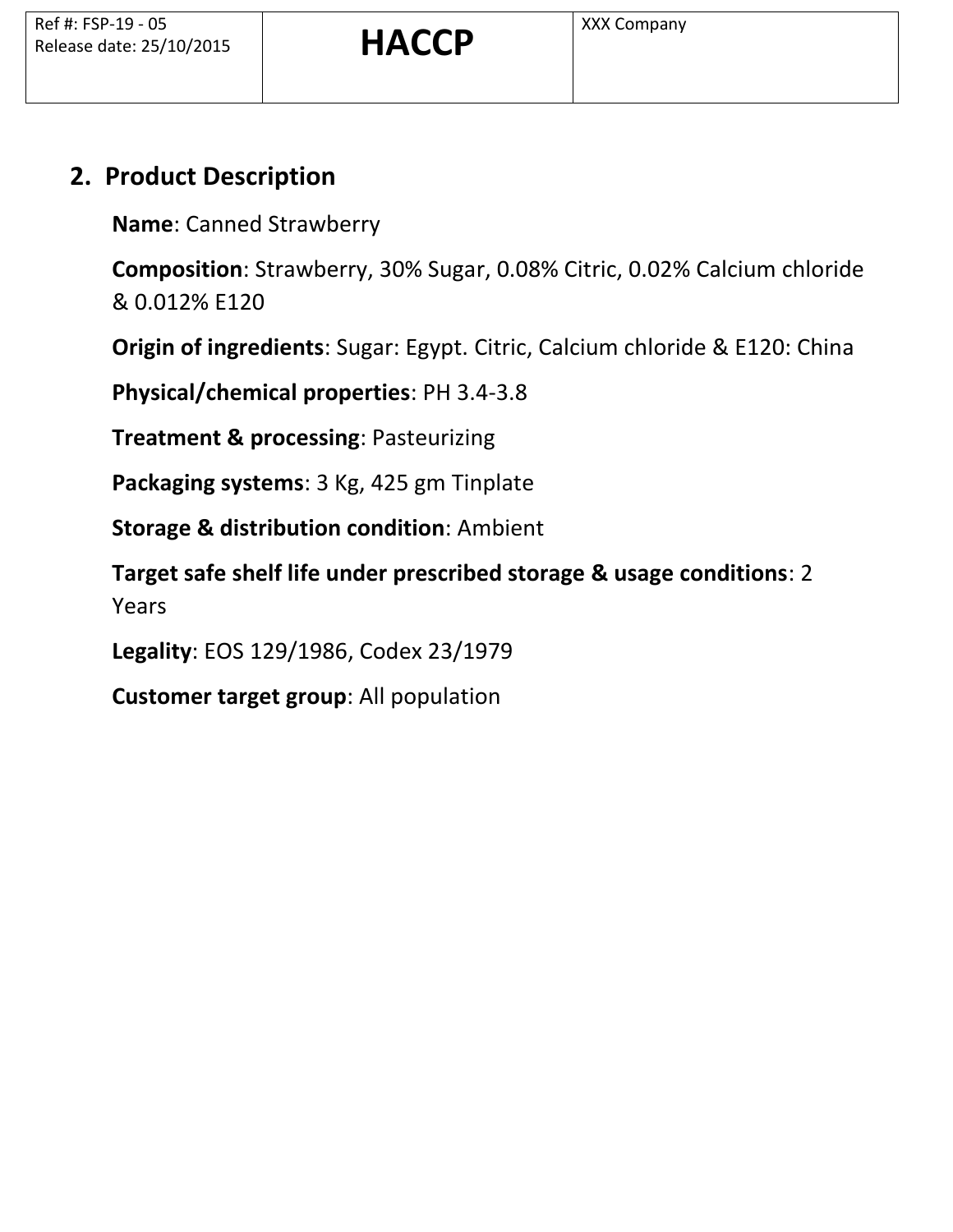## 2. Product Description

**Name**: Canned Strawberry

**Composition**: Strawberry, 30% Sugar, 0.08% Citric, 0.02% Calcium chloride & 0.012% E120

**Origin of ingredients**: Sugar: Egypt. Citric, Calcium chloride & E120: China

**Physical/chemical properties**: PH 3.4-3.8

**Treatment & processing**: Pasteurizing

**Packaging systems**: 3 Kg, 425 gm Tinplate

**Storage & distribution condition**: Ambient

**Target safe shelf life under prescribed storage & usage conditions**: 2 Years

**Legality**: EOS 129/1986, Codex 23/1979

**Customer target group**: All population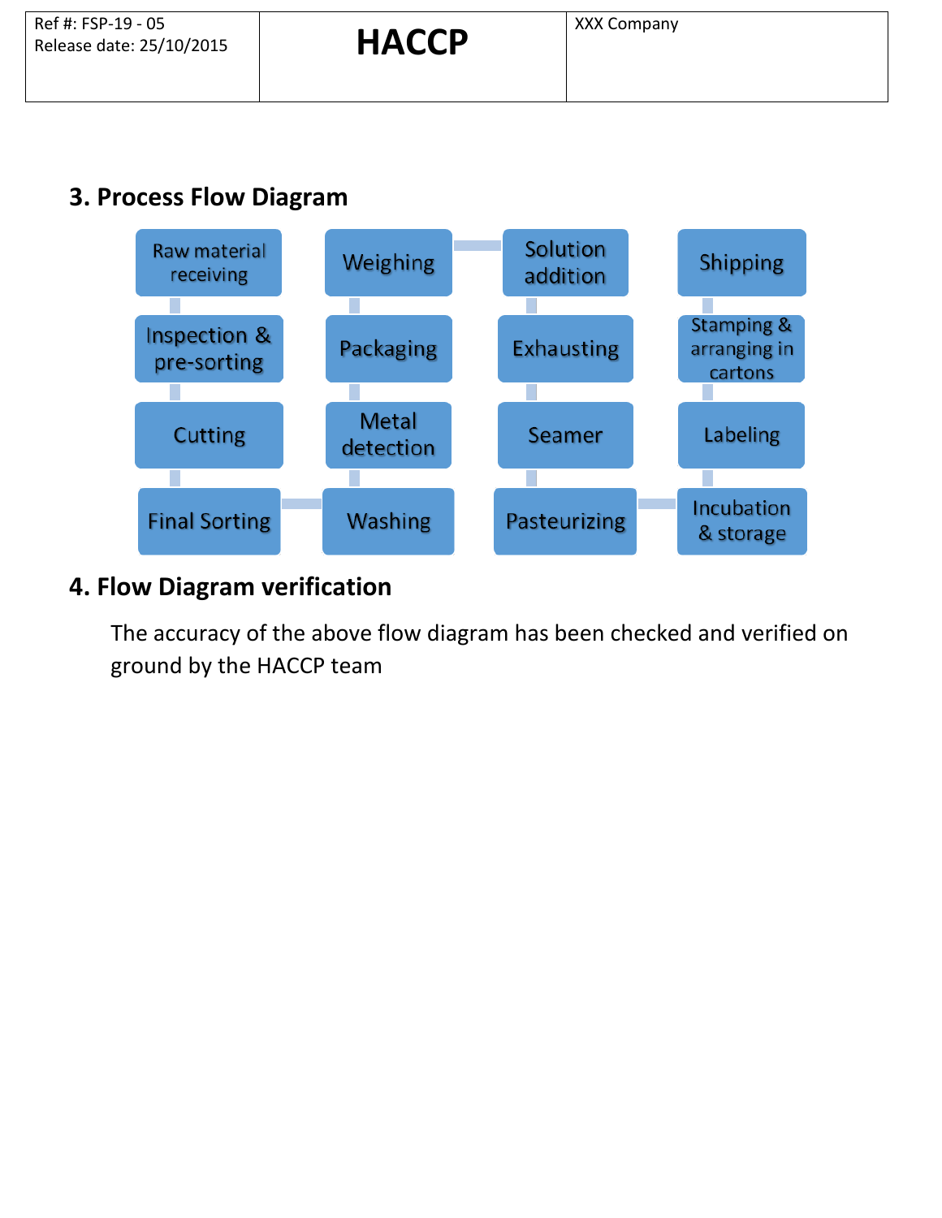## 3. Process Flow Diagram

1. Raw material receiving
2. Inspection & pre-sorting
3. Cutting
4. Final Sorting
5. Washing
6. Metal detection
7. Packaging
8. Weighing
9. Solution addition
10. Exhausting
11. Seamer
12. Pasteurizing
13. Incubation & storage
14. Labeling
15. Stamping & arranging in cartons
16. Shipping

## 4. Flow Diagram verification

The accuracy of the above flow diagram has been checked and verified on ground by the HACCP team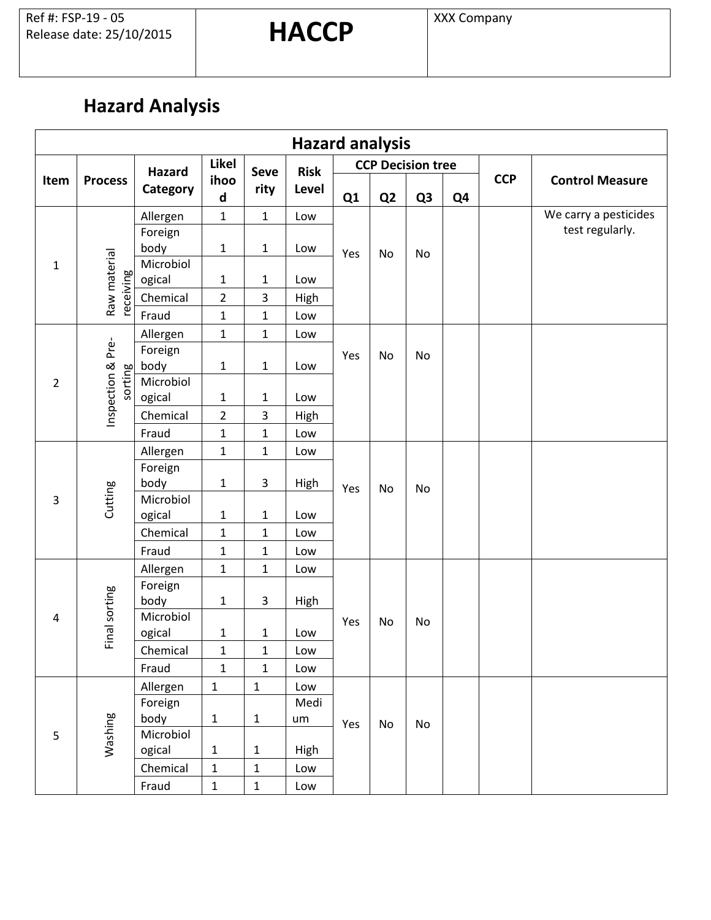| Ref #: FSP-19 - 05<br>Release date: 25/10/2015 | **HACCP** | XXX Company |
|---|---|---|

## Hazard Analysis

| Hazard analysis | | | | | | | | | | | |
|---|---|---|---|---|---|---|---|---|---|---|---|
| **Item** | **Process** | **Hazard Category** | **Likelihood** | **Severity** | **Risk Level** | **CCP Decision tree** | | | | **CCP** | **Control Measure** |
| | | | | | | **Q1** | **Q2** | **Q3** | **Q4** | | |
| 1 | Raw material receiving | Allergen | 1 | 1 | Low | Yes | No | No | | | We carry a pesticides test regularly. |
| | | Foreign body | 1 | 1 | Low | | | | | | |
| | | Microbiological | 1 | 1 | Low | | | | | | |
| | | Chemical | 2 | 3 | High | | | | | | |
| | | Fraud | 1 | 1 | Low | | | | | | |
| 2 | Inspection & Pre-sorting | Allergen | 1 | 1 | Low | Yes | No | No | | | |
| | | Foreign body | 1 | 1 | Low | | | | | | |
| | | Microbiological | 1 | 1 | Low | | | | | | |
| | | Chemical | 2 | 3 | High | | | | | | |
| | | Fraud | 1 | 1 | Low | | | | | | |
| 3 | Cutting | Allergen | 1 | 1 | Low | Yes | No | No | | | |
| | | Foreign body | 1 | 3 | High | | | | | | |
| | | Microbiological | 1 | 1 | Low | | | | | | |
| | | Chemical | 1 | 1 | Low | | | | | | |
| | | Fraud | 1 | 1 | Low | | | | | | |
| 4 | Final sorting | Allergen | 1 | 1 | Low | Yes | No | No | | | |
| | | Foreign body | 1 | 3 | High | | | | | | |
| | | Microbiological | 1 | 1 | Low | | | | | | |
| | | Chemical | 1 | 1 | Low | | | | | | |
| | | Fraud | 1 | 1 | Low | | | | | | |
| 5 | Washing | Allergen | 1 | 1 | Low | Yes | No | No | | | |
| | | Foreign body | 1 | 1 | Medium | | | | | | |
| | | Microbiological | 1 | 1 | High | | | | | | |
| | | Chemical | 1 | 1 | Low | | | | | | |
| | | Fraud | 1 | 1 | Low | | | | | | |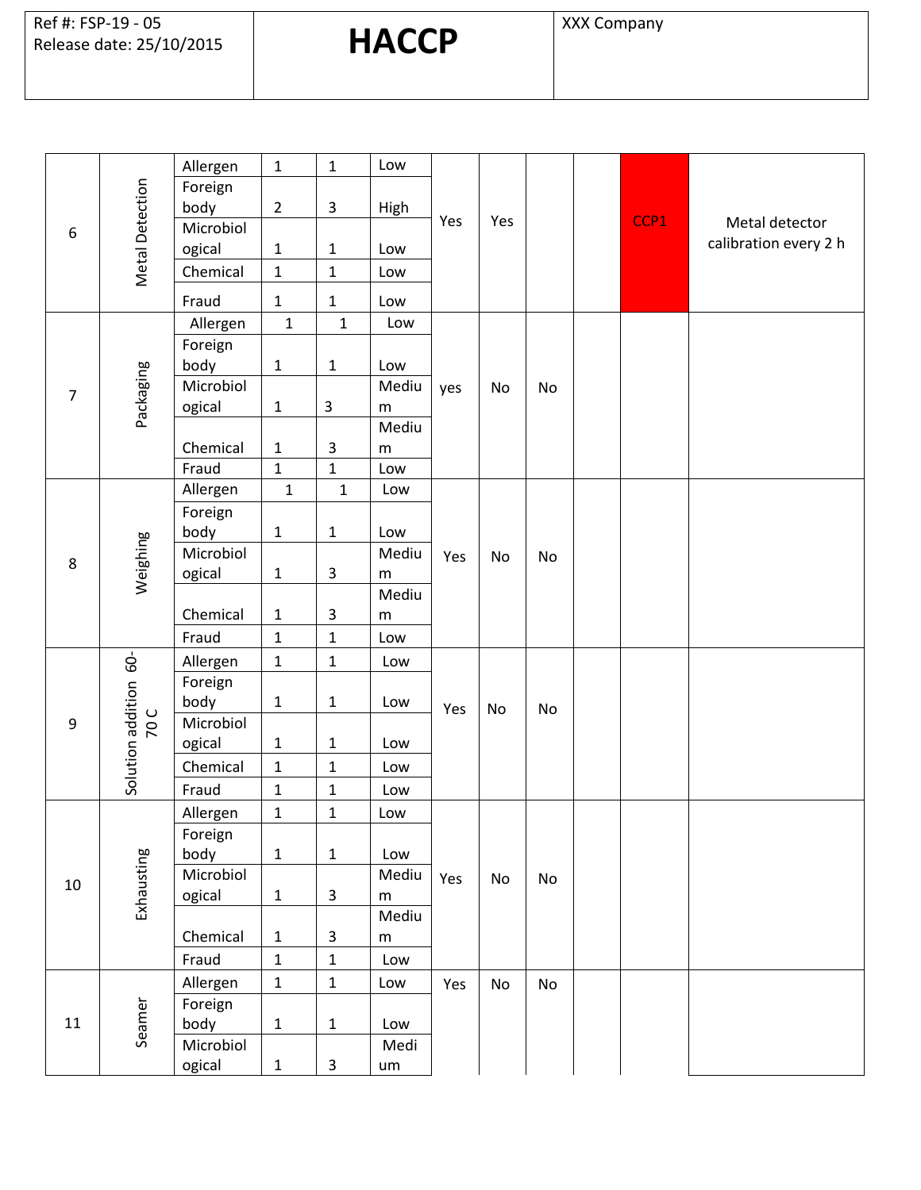| Ref #: FSP-19 - 05 Release date: 25/10/2015 | HACCP | XXX Company |
|---|---|---|

| | | | | | | | | | | | |
|---|---|---|---|---|---|---|---|---|---|---|---|
| 6 | Metal Detection | Allergen | 1 | 1 | Low | Yes | Yes | | | CCP1 | Metal detector calibration every 2 h |
| | | Foreign body | 2 | 3 | High | | | | | | |
| | | Microbiological | 1 | 1 | Low | | | | | | |
| | | Chemical | 1 | 1 | Low | | | | | | |
| | | Fraud | 1 | 1 | Low | | | | | | |
| 7 | Packaging | Allergen | 1 | 1 | Low | yes | No | No | | | |
| | | Foreign body | 1 | 1 | Low | | | | | | |
| | | Microbiological | 1 | 3 | Medium | | | | | | |
| | | Chemical | 1 | 3 | Medium | | | | | | |
| | | Fraud | 1 | 1 | Low | | | | | | |
| 8 | Weighing | Allergen | 1 | 1 | Low | Yes | No | No | | | |
| | | Foreign body | 1 | 1 | Low | | | | | | |
| | | Microbiological | 1 | 3 | Medium | | | | | | |
| | | Chemical | 1 | 3 | Medium | | | | | | |
| | | Fraud | 1 | 1 | Low | | | | | | |
| 9 | Solution addition 60-70 C | Allergen | 1 | 1 | Low | Yes | No | No | | | |
| | | Foreign body | 1 | 1 | Low | | | | | | |
| | | Microbiological | 1 | 1 | Low | | | | | | |
| | | Chemical | 1 | 1 | Low | | | | | | |
| | | Fraud | 1 | 1 | Low | | | | | | |
| 10 | Exhausting | Allergen | 1 | 1 | Low | Yes | No | No | | | |
| | | Foreign body | 1 | 1 | Low | | | | | | |
| | | Microbiological | 1 | 3 | Medium | | | | | | |
| | | Chemical | 1 | 3 | Medium | | | | | | |
| | | Fraud | 1 | 1 | Low | | | | | | |
| 11 | Seamer | Allergen | 1 | 1 | Low | Yes | No | No | | | |
| | | Foreign body | 1 | 1 | Low | | | | | | |
| | | Microbiological | 1 | 3 | Medium | | | | | | |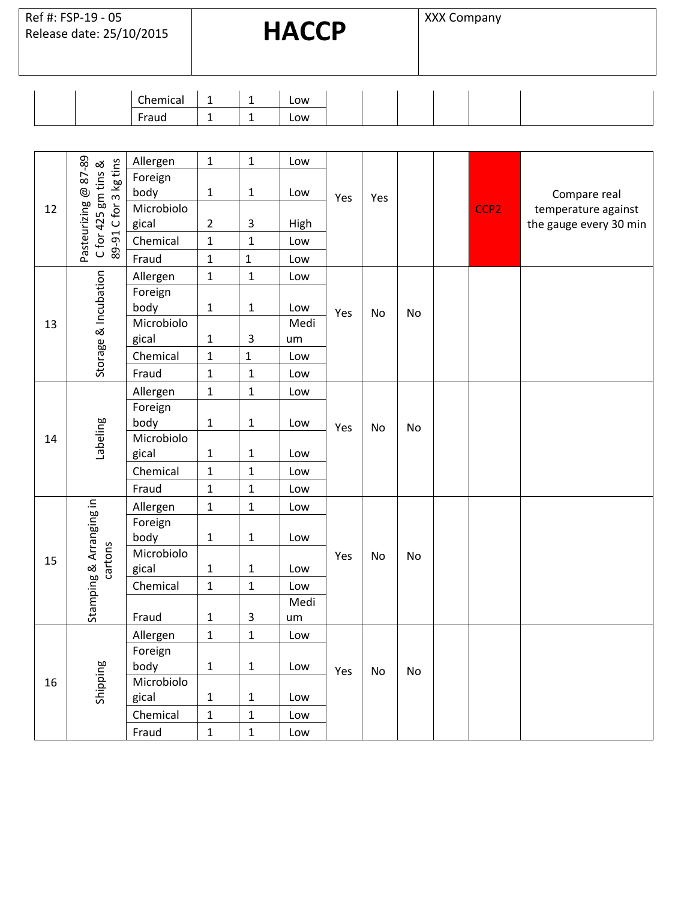| | | | | | | | | | | | |
|---|---|---|---|---|---|---|---|---|---|---|---|
| | | Chemical | 1 | 1 | Low | | | | | | |
| | | Fraud | 1 | 1 | Low | | | | | | |
| 12 | Pasteurizing @ 87-89 C for 425 gm tins & 89-91 C for 3 kg tins | Allergen | 1 | 1 | Low | Yes | Yes | | | CCP2 | Compare real temperature against the gauge every 30 min |
| | | Foreign body | 1 | 1 | Low | | | | | | |
| | | Microbiological | 2 | 3 | High | | | | | | |
| | | Chemical | 1 | 1 | Low | | | | | | |
| | | Fraud | 1 | 1 | Low | | | | | | |
| 13 | Storage & Incubation | Allergen | 1 | 1 | Low | Yes | No | No | | | |
| | | Foreign body | 1 | 1 | Low | | | | | | |
| | | Microbiological | 1 | 3 | Medium | | | | | | |
| | | Chemical | 1 | 1 | Low | | | | | | |
| | | Fraud | 1 | 1 | Low | | | | | | |
| 14 | Labeling | Allergen | 1 | 1 | Low | Yes | No | No | | | |
| | | Foreign body | 1 | 1 | Low | | | | | | |
| | | Microbiological | 1 | 1 | Low | | | | | | |
| | | Chemical | 1 | 1 | Low | | | | | | |
| | | Fraud | 1 | 1 | Low | | | | | | |
| 15 | Stamping & Arranging in cartons | Allergen | 1 | 1 | Low | Yes | No | No | | | |
| | | Foreign body | 1 | 1 | Low | | | | | | |
| | | Microbiological | 1 | 1 | Low | | | | | | |
| | | Chemical | 1 | 1 | Low | | | | | | |
| | | Fraud | 1 | 3 | Medium | | | | | | |
| 16 | Shipping | Allergen | 1 | 1 | Low | Yes | No | No | | | |
| | | Foreign body | 1 | 1 | Low | | | | | | |
| | | Microbiological | 1 | 1 | Low | | | | | | |
| | | Chemical | 1 | 1 | Low | | | | | | |
| | | Fraud | 1 | 1 | Low | | | | | | |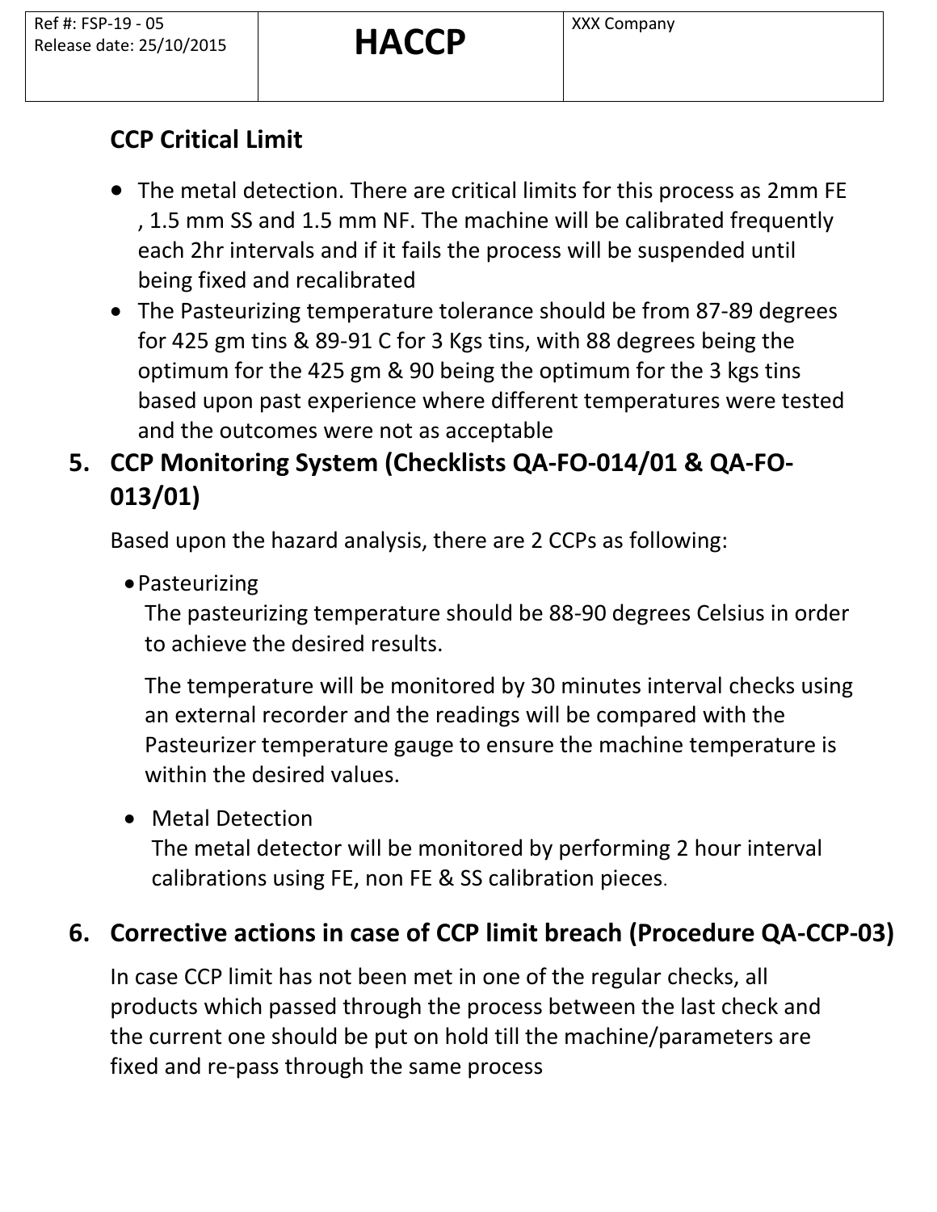## CCP Critical Limit

- The metal detection. There are critical limits for this process as 2mm FE , 1.5 mm SS and 1.5 mm NF. The machine will be calibrated frequently each 2hr intervals and if it fails the process will be suspended until being fixed and recalibrated
- The Pasteurizing temperature tolerance should be from 87-89 degrees for 425 gm tins & 89-91 C for 3 Kgs tins, with 88 degrees being the optimum for the 425 gm & 90 being the optimum for the 3 kgs tins based upon past experience where different temperatures were tested and the outcomes were not as acceptable

## 5. CCP Monitoring System (Checklists QA-FO-014/01 & QA-FO-013/01)

Based upon the hazard analysis, there are 2 CCPs as following:

- Pasteurizing

  The pasteurizing temperature should be 88-90 degrees Celsius in order to achieve the desired results.

  The temperature will be monitored by 30 minutes interval checks using an external recorder and the readings will be compared with the Pasteurizer temperature gauge to ensure the machine temperature is within the desired values.

- Metal Detection

  The metal detector will be monitored by performing 2 hour interval calibrations using FE, non FE & SS calibration pieces.

## 6. Corrective actions in case of CCP limit breach (Procedure QA-CCP-03)

In case CCP limit has not been met in one of the regular checks, all products which passed through the process between the last check and the current one should be put on hold till the machine/parameters are fixed and re-pass through the same process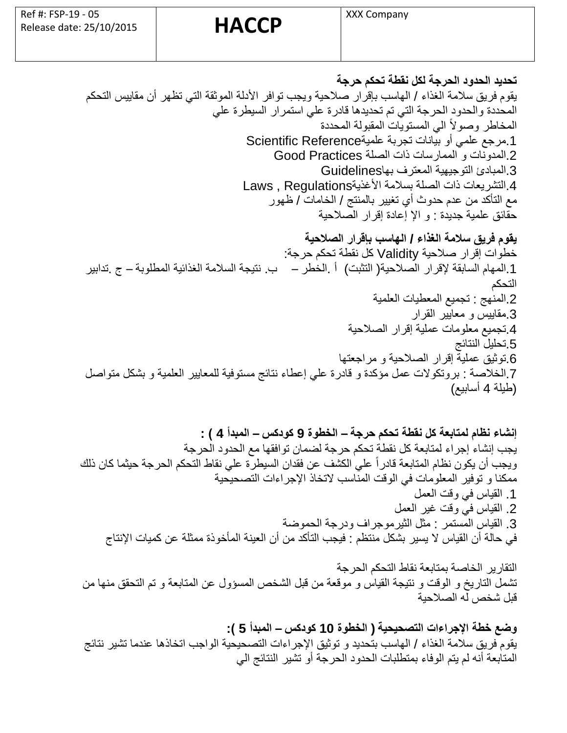| Ref #: FSP-19 - 05<br>Release date: 25/10/2015 | **HACCP** | XXX Company |
|---|---|---|

**تحديد الحدود الحرجة لكل نقطة تحكم حرجة**

يقوم فريق سلامة الغذاء / الهاسب بإقرار صلاحية ويجب توافر الأدلة الموثقة التي تظهر أن مقاييس التحكم المحددة والحدود الحرجة التي تم تحديدها قادرة علي استمرار السيطرة علي المخاطر وصولاً الي المستويات المقبولة المحددة

1.مرجع علمي أو بيانات تجربة علميةScientific Reference
2.المدونات و الممارسات ذات الصلة Good Practices
3.المبادئ التوجيهية المعترف بهاGuidelines
4.التشريعات ذات الصلة بسلامة الأغذيةLaws , Regulations

مع التأكد من عدم حدوث أي تغيير بالمنتج / الخامات / ظهور حقائق علمية جديدة : و الإ إعادة إقرار الصلاحية

**يقوم فريق سلامة الغذاء / الهاسب بإقرار الصلاحية**

خطوات إقرار صلاحية Validity كل نقطة تحكم حرجة:

1.المهام السابقة لإقرار الصلاحية( التثبت) أ .الخطر – ب. نتيجة السلامة الغذائية المطلوبة – ج .تدابير التحكم
2.المنهج : تجميع المعطيات العلمية
3.مقاييس و معايير القرار
4.تجميع معلومات عملية إقرار الصلاحية
5.تحليل النتائج
6.توثيق عملية إقرار الصلاحية و مراجعتها
7.الخلاصة : بروتكولات عمل مؤكدة و قادرة علي إعطاء نتائج مستوفية للمعايير العلمية و بشكل متواصل (طيلة 4 أسابيع)

**إنشاء نظام لمتابعة كل نقطة تحكم حرجة – الخطوة 9 كودكس – المبدأ 4 ) :**

يجب إنشاء إجراء لمتابعة كل نقطة تحكم حرجة لضمان توافقها مع الحدود الحرجة

ويجب أن يكون نظام المتابعة قادراً علي الكشف عن فقدان السيطرة علي نقاط التحكم الحرجة حيثما كان ذلك ممكنا و توفير المعلومات في الوقت المناسب لاتخاذ الإجراءات التصحيحية

1. القياس في وقت العمل
2. القياس في وقت غير العمل
3. القياس المستمر : مثل الثيرموجراف ودرجة الحموضة

في حالة أن القياس لا يسير بشكل منتظم : فيجب التأكد من أن العينة المأخوذة ممثلة عن كميات الإنتاج

التقارير الخاصة بمتابعة نقاط التحكم الحرجة

تشمل التاريخ و الوقت و نتيجة القياس و موقعة من قبل الشخص المسؤول عن المتابعة و تم التحقق منها من قبل شخص له الصلاحية

**وضع خطة الإجراءات التصحيحية ( الخطوة 10 كودكس – المبدأ 5 ):**

يقوم فريق سلامة الغذاء / الهاسب بتحديد و توثيق الإجراءات التصحيحية الواجب اتخاذها عندما تشير نتائج المتابعة أنه لم يتم الوفاء بمتطلبات الحدود الحرجة أو تشير النتائج الي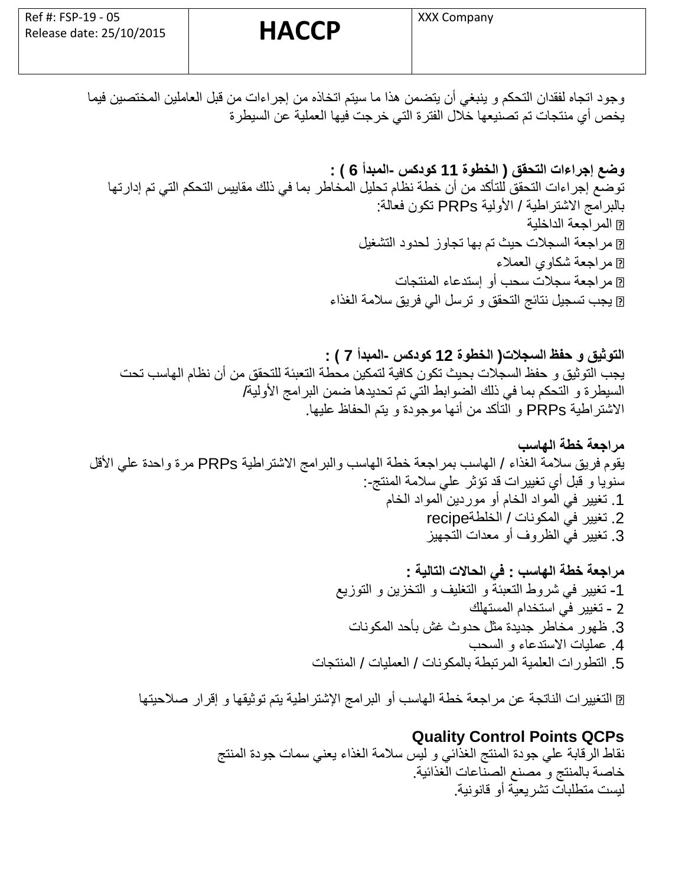وجود اتجاه لفقدان التحكم و ينبغي أن يتضمن هذا ما سيتم اتخاذه من إجراءات من قبل العاملين المختصين فيما يخص أي منتجات تم تصنيعها خلال الفترة التي خرجت فيها العملية عن السيطرة

**وضع إجراءات التحقق ( الخطوة 11 كودكس -المبدأ 6 ) :**

توضع إجراءات التحقق للتأكد من أن خطة نظام تحليل المخاطر بما في ذلك مقاييس التحكم التي تم إدارتها بالبرامج الاشتراطية / الأولية PRPs تكون فعالة:

- المراجعة الداخلية
- مراجعة السجلات حيث تم بها تجاوز لحدود التشغيل
- مراجعة شكاوي العملاء
- مراجعة سجلات سحب أو إستدعاء المنتجات
- يجب تسجيل نتائج التحقق و ترسل الي فريق سلامة الغذاء

**التوثيق و حفظ السجلات( الخطوة 12 كودكس -المبدأ 7 ) :**

يجب التوثيق و حفظ السجلات بحيث تكون كافية لتمكين محطة التعبئة للتحقق من أن نظام الهاسب تحت السيطرة و التحكم بما في ذلك الضوابط التي تم تحديدها ضمن البرامج الأولية/ الاشتراطية PRPs و التأكد من أنها موجودة و يتم الحفاظ عليها.

**مراجعة خطة الهاسب**

يقوم فريق سلامة الغذاء / الهاسب بمراجعة خطة الهاسب والبرامج الاشتراطية PRPs مرة واحدة علي الأقل سنويا و قبل أي تغييرات قد تؤثر علي سلامة المنتج-:

1. تغيير في المواد الخام أو موردين المواد الخام
2. تغيير في المكونات / الخلطةrecipe
3. تغيير في الظروف أو معدات التجهيز

**مراجعة خطة الهاسب : في الحالات التالية :**

1- تغيير في شروط التعبئة و التغليف و التخزين و التوزيع
2 - تغيير في استخدام المستهلك
3. ظهور مخاطر جديدة مثل حدوث غش بأحد المكونات
4. عمليات الاستدعاء و السحب
5. التطورات العلمية المرتبطة بالمكونات / العمليات / المنتجات

- التغييرات الناتجة عن مراجعة خطة الهاسب أو البرامج الإشتراطية يتم توثيقها و إقرار صلاحيتها

**Quality Control Points QCPs**

نقاط الرقابة علي جودة المنتج الغذائي و ليس سلامة الغذاء يعني سمات جودة المنتج
خاصة بالمنتج و مصنع الصناعات الغذائية.
ليست متطلبات تشريعية أو قانونية.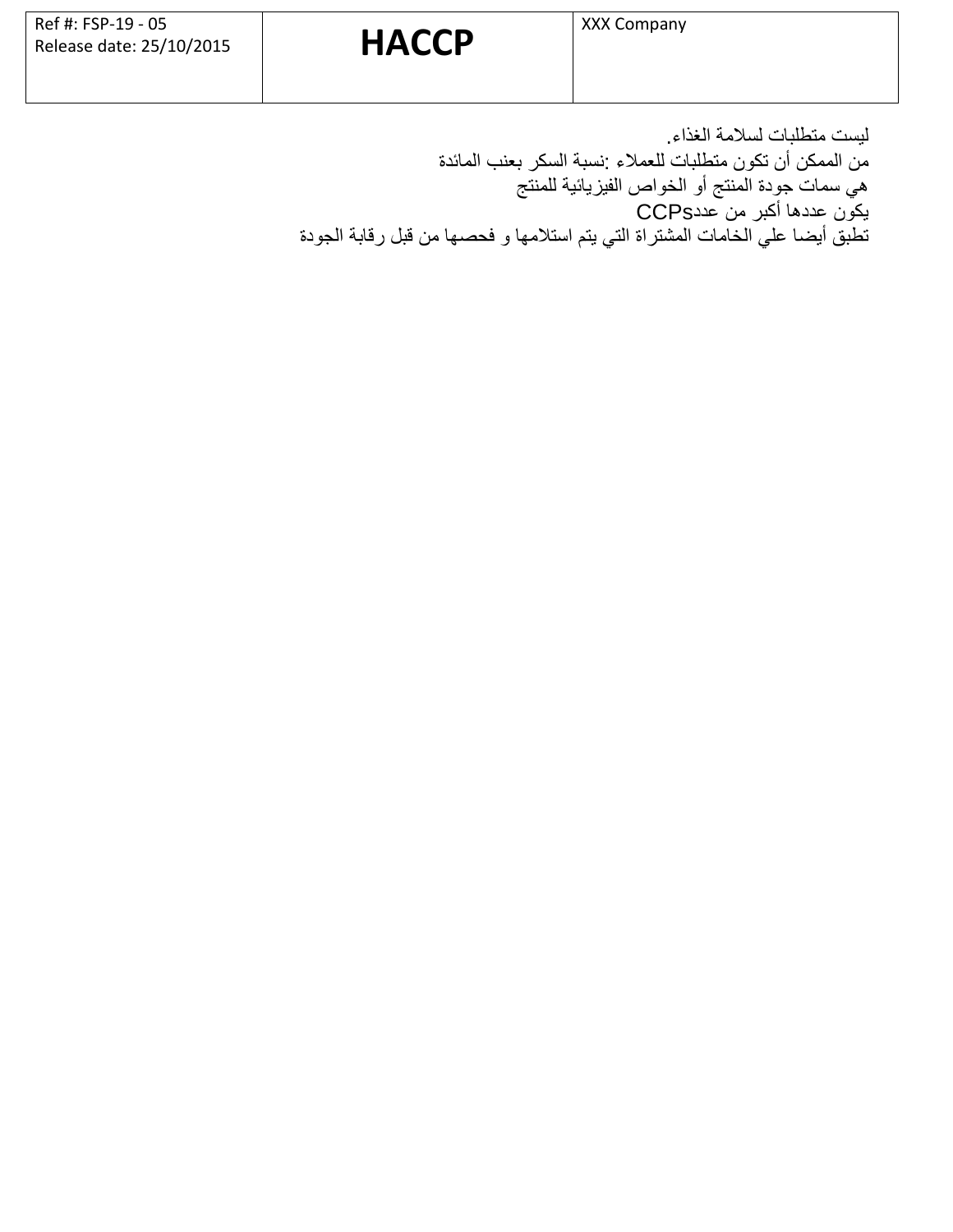ليست متطلبات لسلامة الغذاء.

من الممكن أن تكون متطلبات للعملاء :نسبة السكر بعنب المائدة

هي سمات جودة المنتج أو الخواص الفيزيائية للمنتج

يكون عددها أكبر من عددCCPs

تطبق أيضا علي الخامات المشتراة التي يتم استلامها و فحصها من قبل رقابة الجودة